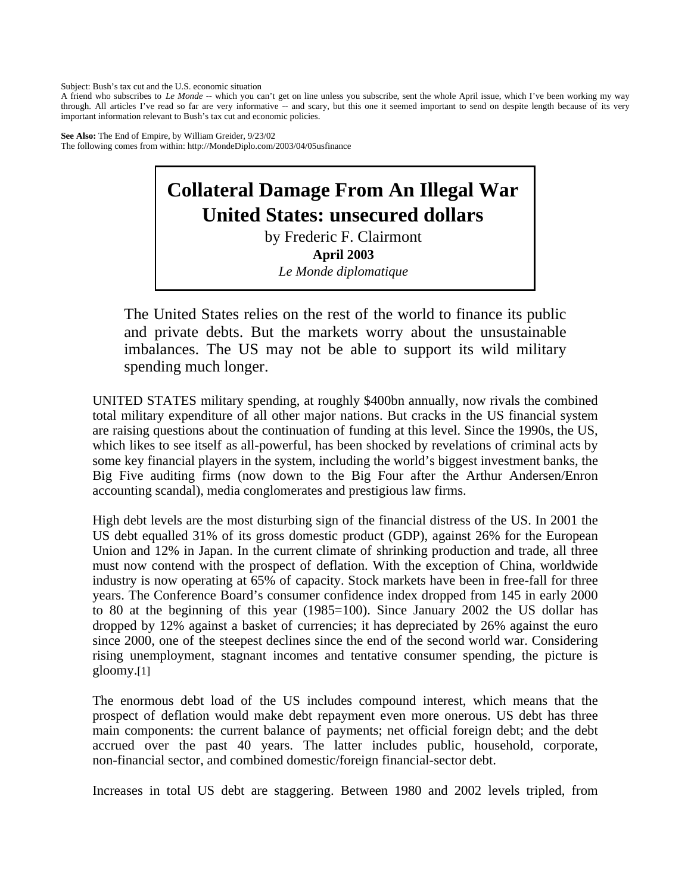Subject: Bush's tax cut and the U.S. economic situation
A friend who subscribes to *Le Monde* -- which you can't get on line unless you subscribe, sent the whole April issue, which I've been working my way through. All articles I've read so far are very informative -- and scary, but this one it seemed important to send on despite length because of its very important information relevant to Bush's tax cut and economic policies.

**See Also:** The End of Empire, by William Greider, 9/23/02
The following comes from within: http://MondeDiplo.com/2003/04/05usfinance

# Collateral Damage From An Illegal War
# United States: unsecured dollars

by Frederic F. Clairmont
**April 2003**
*Le Monde diplomatique*

> The United States relies on the rest of the world to finance its public and private debts. But the markets worry about the unsustainable imbalances. The US may not be able to support its wild military spending much longer.

UNITED STATES military spending, at roughly $400bn annually, now rivals the combined total military expenditure of all other major nations. But cracks in the US financial system are raising questions about the continuation of funding at this level. Since the 1990s, the US, which likes to see itself as all-powerful, has been shocked by revelations of criminal acts by some key financial players in the system, including the world's biggest investment banks, the Big Five auditing firms (now down to the Big Four after the Arthur Andersen/Enron accounting scandal), media conglomerates and prestigious law firms.

High debt levels are the most disturbing sign of the financial distress of the US. In 2001 the US debt equalled 31% of its gross domestic product (GDP), against 26% for the European Union and 12% in Japan. In the current climate of shrinking production and trade, all three must now contend with the prospect of deflation. With the exception of China, worldwide industry is now operating at 65% of capacity. Stock markets have been in free-fall for three years. The Conference Board's consumer confidence index dropped from 145 in early 2000 to 80 at the beginning of this year (1985=100). Since January 2002 the US dollar has dropped by 12% against a basket of currencies; it has depreciated by 26% against the euro since 2000, one of the steepest declines since the end of the second world war. Considering rising unemployment, stagnant incomes and tentative consumer spending, the picture is gloomy.[1]

The enormous debt load of the US includes compound interest, which means that the prospect of deflation would make debt repayment even more onerous. US debt has three main components: the current balance of payments; net official foreign debt; and the debt accrued over the past 40 years. The latter includes public, household, corporate, non-financial sector, and combined domestic/foreign financial-sector debt.

Increases in total US debt are staggering. Between 1980 and 2002 levels tripled, from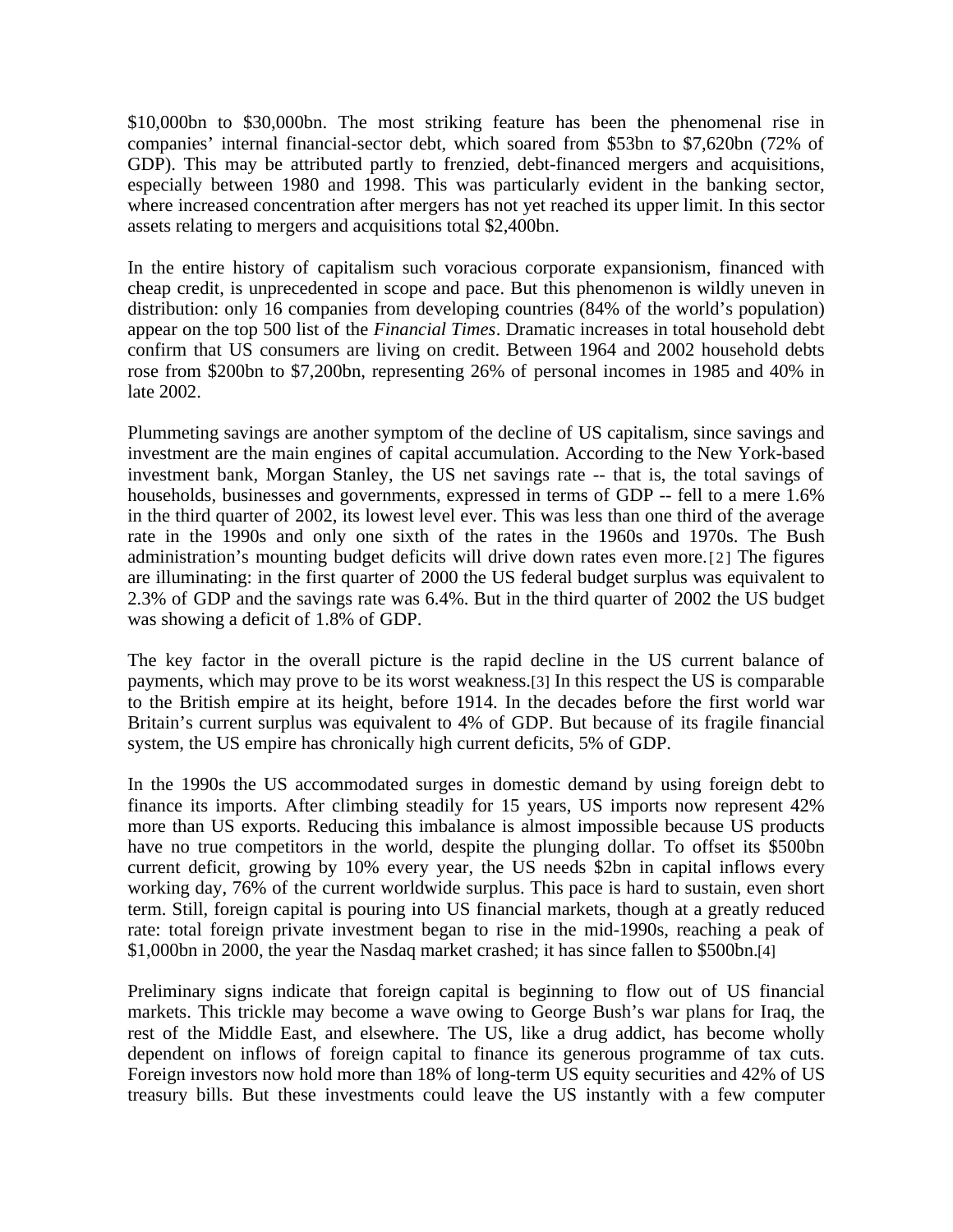$10,000bn to $30,000bn. The most striking feature has been the phenomenal rise in companies' internal financial-sector debt, which soared from $53bn to $7,620bn (72% of GDP). This may be attributed partly to frenzied, debt-financed mergers and acquisitions, especially between 1980 and 1998. This was particularly evident in the banking sector, where increased concentration after mergers has not yet reached its upper limit. In this sector assets relating to mergers and acquisitions total $2,400bn.

In the entire history of capitalism such voracious corporate expansionism, financed with cheap credit, is unprecedented in scope and pace. But this phenomenon is wildly uneven in distribution: only 16 companies from developing countries (84% of the world's population) appear on the top 500 list of the *Financial Times*. Dramatic increases in total household debt confirm that US consumers are living on credit. Between 1964 and 2002 household debts rose from $200bn to $7,200bn, representing 26% of personal incomes in 1985 and 40% in late 2002.

Plummeting savings are another symptom of the decline of US capitalism, since savings and investment are the main engines of capital accumulation. According to the New York-based investment bank, Morgan Stanley, the US net savings rate -- that is, the total savings of households, businesses and governments, expressed in terms of GDP -- fell to a mere 1.6% in the third quarter of 2002, its lowest level ever. This was less than one third of the average rate in the 1990s and only one sixth of the rates in the 1960s and 1970s. The Bush administration's mounting budget deficits will drive down rates even more.[2] The figures are illuminating: in the first quarter of 2000 the US federal budget surplus was equivalent to 2.3% of GDP and the savings rate was 6.4%. But in the third quarter of 2002 the US budget was showing a deficit of 1.8% of GDP.

The key factor in the overall picture is the rapid decline in the US current balance of payments, which may prove to be its worst weakness.[3] In this respect the US is comparable to the British empire at its height, before 1914. In the decades before the first world war Britain's current surplus was equivalent to 4% of GDP. But because of its fragile financial system, the US empire has chronically high current deficits, 5% of GDP.

In the 1990s the US accommodated surges in domestic demand by using foreign debt to finance its imports. After climbing steadily for 15 years, US imports now represent 42% more than US exports. Reducing this imbalance is almost impossible because US products have no true competitors in the world, despite the plunging dollar. To offset its $500bn current deficit, growing by 10% every year, the US needs $2bn in capital inflows every working day, 76% of the current worldwide surplus. This pace is hard to sustain, even short term. Still, foreign capital is pouring into US financial markets, though at a greatly reduced rate: total foreign private investment began to rise in the mid-1990s, reaching a peak of $1,000bn in 2000, the year the Nasdaq market crashed; it has since fallen to $500bn.[4]

Preliminary signs indicate that foreign capital is beginning to flow out of US financial markets. This trickle may become a wave owing to George Bush's war plans for Iraq, the rest of the Middle East, and elsewhere. The US, like a drug addict, has become wholly dependent on inflows of foreign capital to finance its generous programme of tax cuts. Foreign investors now hold more than 18% of long-term US equity securities and 42% of US treasury bills. But these investments could leave the US instantly with a few computer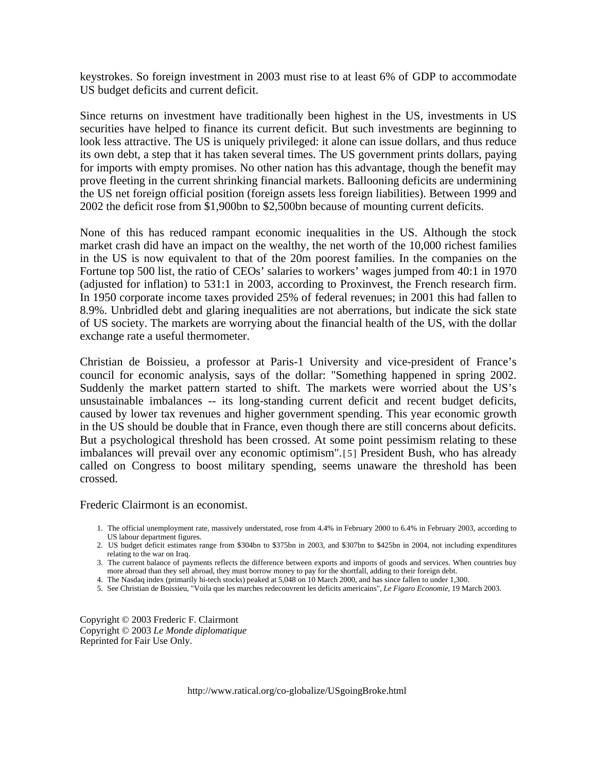keystrokes. So foreign investment in 2003 must rise to at least 6% of GDP to accommodate US budget deficits and current deficit.

Since returns on investment have traditionally been highest in the US, investments in US securities have helped to finance its current deficit. But such investments are beginning to look less attractive. The US is uniquely privileged: it alone can issue dollars, and thus reduce its own debt, a step that it has taken several times. The US government prints dollars, paying for imports with empty promises. No other nation has this advantage, though the benefit may prove fleeting in the current shrinking financial markets. Ballooning deficits are undermining the US net foreign official position (foreign assets less foreign liabilities). Between 1999 and 2002 the deficit rose from $1,900bn to $2,500bn because of mounting current deficits.

None of this has reduced rampant economic inequalities in the US. Although the stock market crash did have an impact on the wealthy, the net worth of the 10,000 richest families in the US is now equivalent to that of the 20m poorest families. In the companies on the Fortune top 500 list, the ratio of CEOs' salaries to workers' wages jumped from 40:1 in 1970 (adjusted for inflation) to 531:1 in 2003, according to Proxinvest, the French research firm. In 1950 corporate income taxes provided 25% of federal revenues; in 2001 this had fallen to 8.9%. Unbridled debt and glaring inequalities are not aberrations, but indicate the sick state of US society. The markets are worrying about the financial health of the US, with the dollar exchange rate a useful thermometer.

Christian de Boissieu, a professor at Paris-1 University and vice-president of France's council for economic analysis, says of the dollar: "Something happened in spring 2002. Suddenly the market pattern started to shift. The markets were worried about the US's unsustainable imbalances -- its long-standing current deficit and recent budget deficits, caused by lower tax revenues and higher government spending. This year economic growth in the US should be double that in France, even though there are still concerns about deficits. But a psychological threshold has been crossed. At some point pessimism relating to these imbalances will prevail over any economic optimism".[5] President Bush, who has already called on Congress to boost military spending, seems unaware the threshold has been crossed.

Frederic Clairmont is an economist.

1. The official unemployment rate, massively understated, rose from 4.4% in February 2000 to 6.4% in February 2003, according to US labour department figures.
2. US budget deficit estimates range from $304bn to $375bn in 2003, and $307bn to $425bn in 2004, not including expenditures relating to the war on Iraq.
3. The current balance of payments reflects the difference between exports and imports of goods and services. When countries buy more abroad than they sell abroad, they must borrow money to pay for the shortfall, adding to their foreign debt.
4. The Nasdaq index (primarily hi-tech stocks) peaked at 5,048 on 10 March 2000, and has since fallen to under 1,300.
5. See Christian de Boissieu, "Voila que les marches redecouvrent les deficits americains", *Le Figaro Economie*, 19 March 2003.

Copyright © 2003 Frederic F. Clairmont
Copyright © 2003 *Le Monde diplomatique*
Reprinted for Fair Use Only.

http://www.ratical.org/co-globalize/USgoingBroke.html